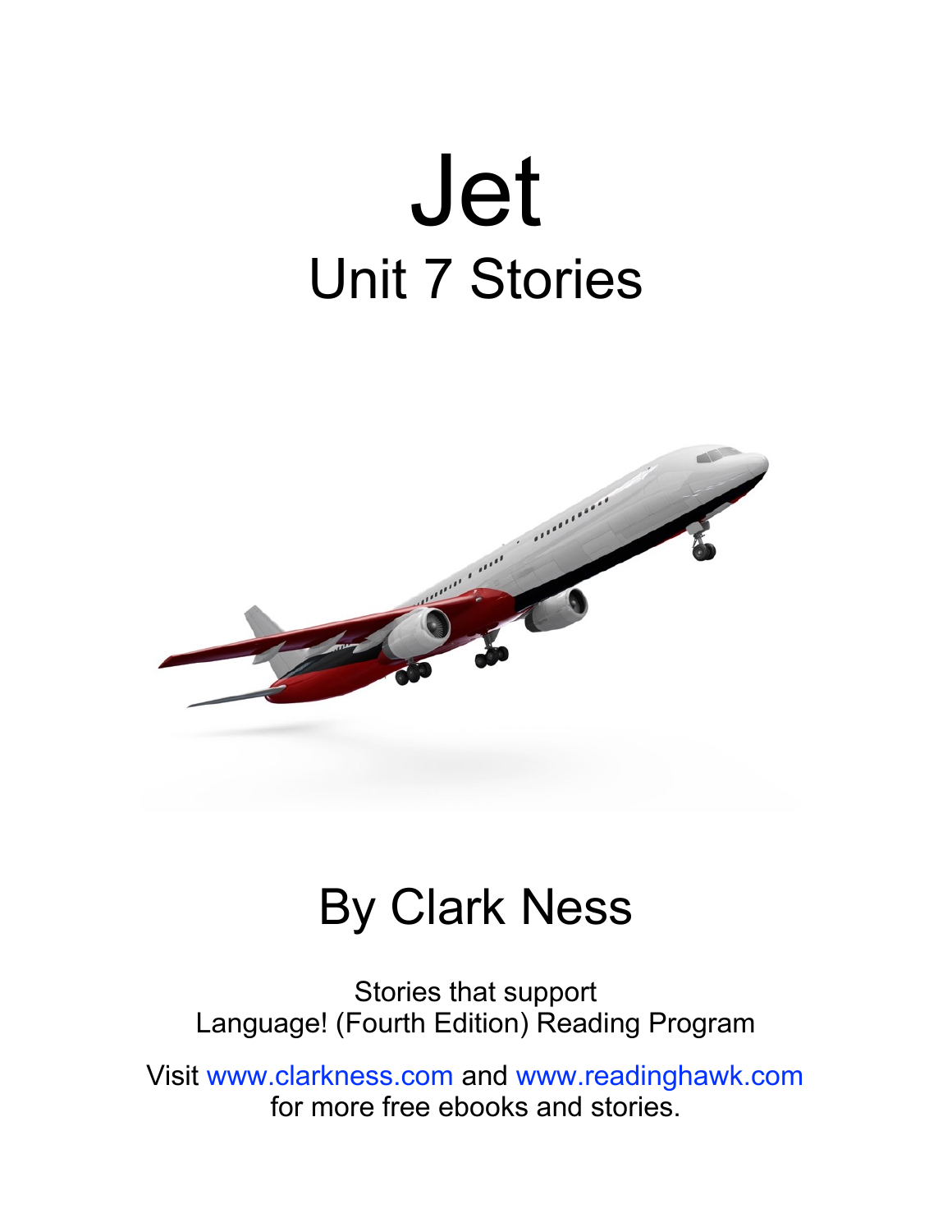# Jet

## Unit 7 Stories

## By Clark Ness

Stories that support
Language! (Fourth Edition) Reading Program

Visit www.clarkness.com and www.readinghawk.com
for more free ebooks and stories.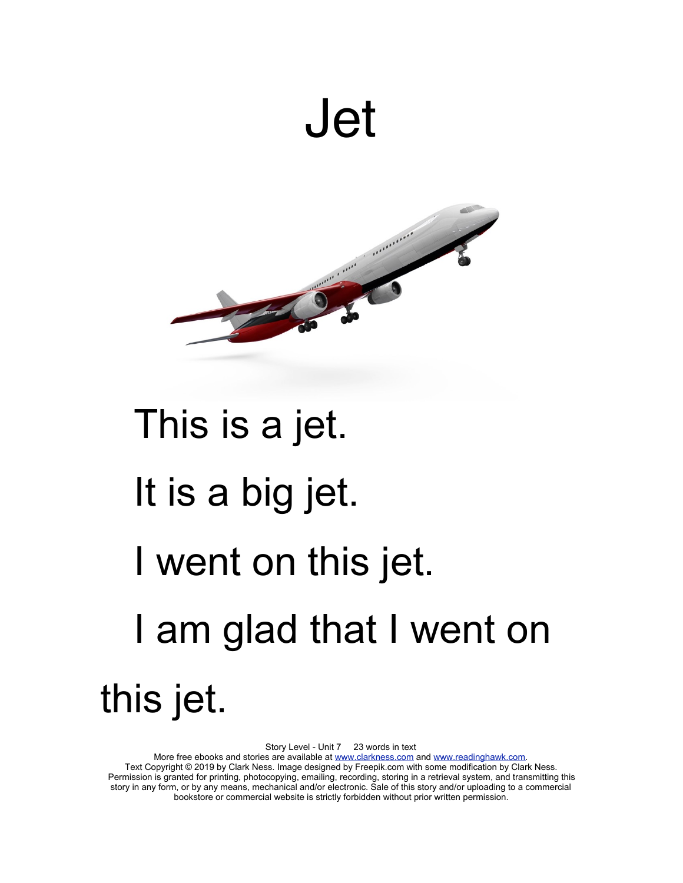# Jet

This is a jet.

It is a big jet.

I went on this jet.

I am glad that I went on this jet.

Story Level - Unit 7     23 words in text
More free ebooks and stories are available at www.clarkness.com and www.readinghawk.com.
Text Copyright © 2019 by Clark Ness. Image designed by Freepik.com with some modification by Clark Ness.
Permission is granted for printing, photocopying, emailing, recording, storing in a retrieval system, and transmitting this story in any form, or by any means, mechanical and/or electronic. Sale of this story and/or uploading to a commercial bookstore or commercial website is strictly forbidden without prior written permission.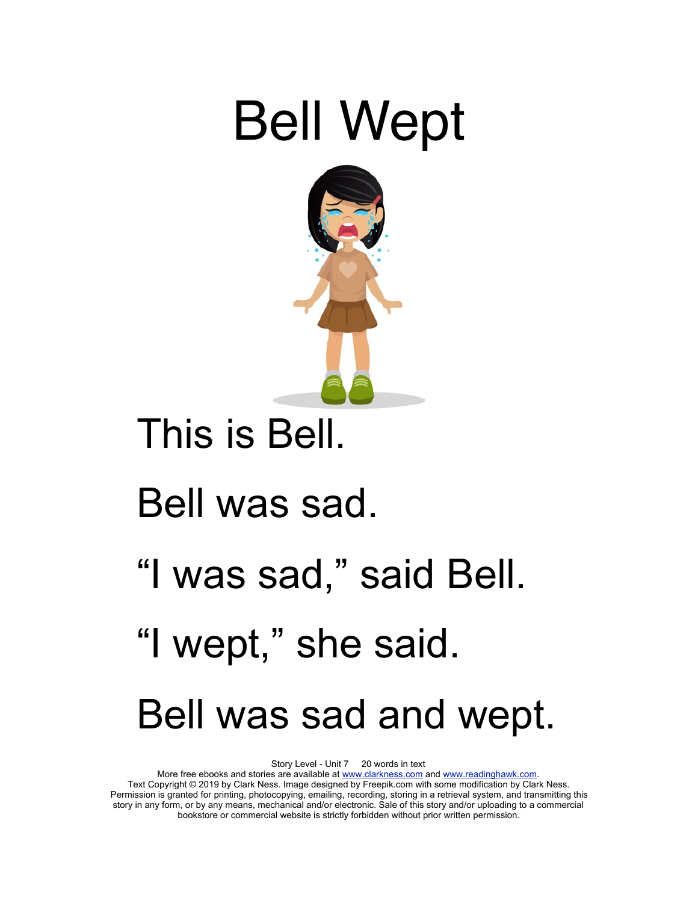# Bell Wept

This is Bell.

Bell was sad.

“I was sad,” said Bell.

“I wept,” she said.

Bell was sad and wept.

Story Level - Unit 7 20 words in text
More free ebooks and stories are available at www.clarkness.com and www.readinghawk.com.
Text Copyright © 2019 by Clark Ness. Image designed by Freepik.com with some modification by Clark Ness.
Permission is granted for printing, photocopying, emailing, recording, storing in a retrieval system, and transmitting this story in any form, or by any means, mechanical and/or electronic. Sale of this story and/or uploading to a commercial bookstore or commercial website is strictly forbidden without prior written permission.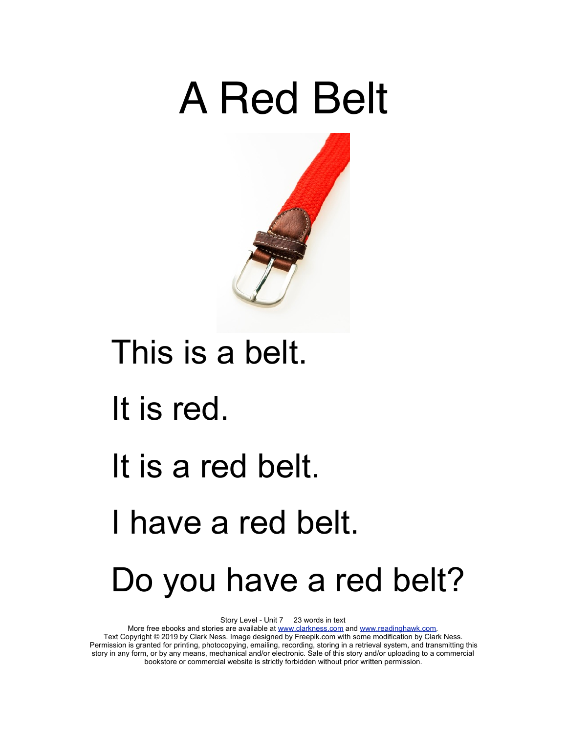# A Red Belt

This is a belt.

It is red.

It is a red belt.

I have a red belt.

Do you have a red belt?

Story Level - Unit 7 23 words in text

More free ebooks and stories are available at www.clarkness.com and www.readinghawk.com.

Text Copyright © 2019 by Clark Ness. Image designed by Freepik.com with some modification by Clark Ness. Permission is granted for printing, photocopying, emailing, recording, storing in a retrieval system, and transmitting this story in any form, or by any means, mechanical and/or electronic. Sale of this story and/or uploading to a commercial bookstore or commercial website is strictly forbidden without prior written permission.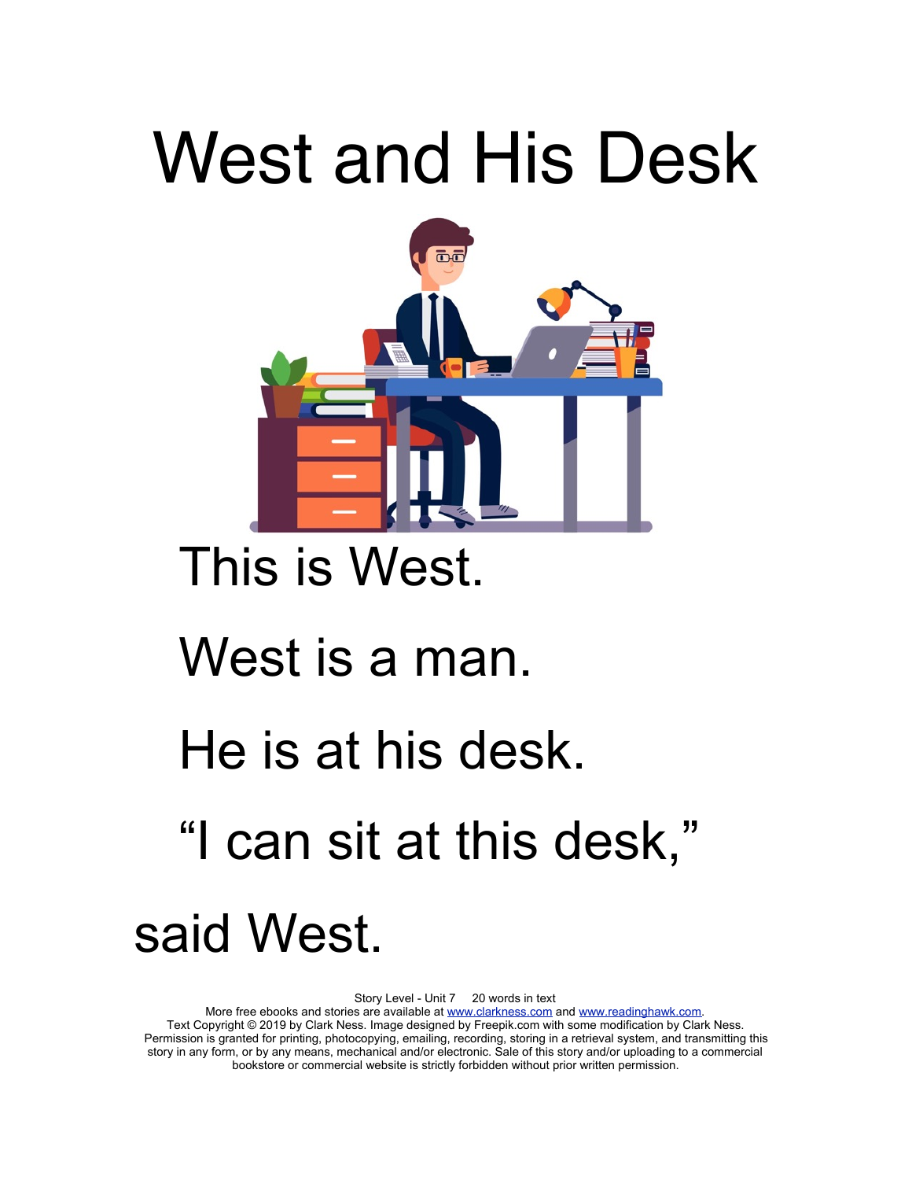# West and His Desk

This is West.

West is a man.

He is at his desk.

"I can sit at this desk,"

said West.

Story Level - Unit 7     20 words in text
More free ebooks and stories are available at www.clarkness.com and www.readinghawk.com.
Text Copyright © 2019 by Clark Ness. Image designed by Freepik.com with some modification by Clark Ness. Permission is granted for printing, photocopying, emailing, recording, storing in a retrieval system, and transmitting this story in any form, or by any means, mechanical and/or electronic. Sale of this story and/or uploading to a commercial bookstore or commercial website is strictly forbidden without prior written permission.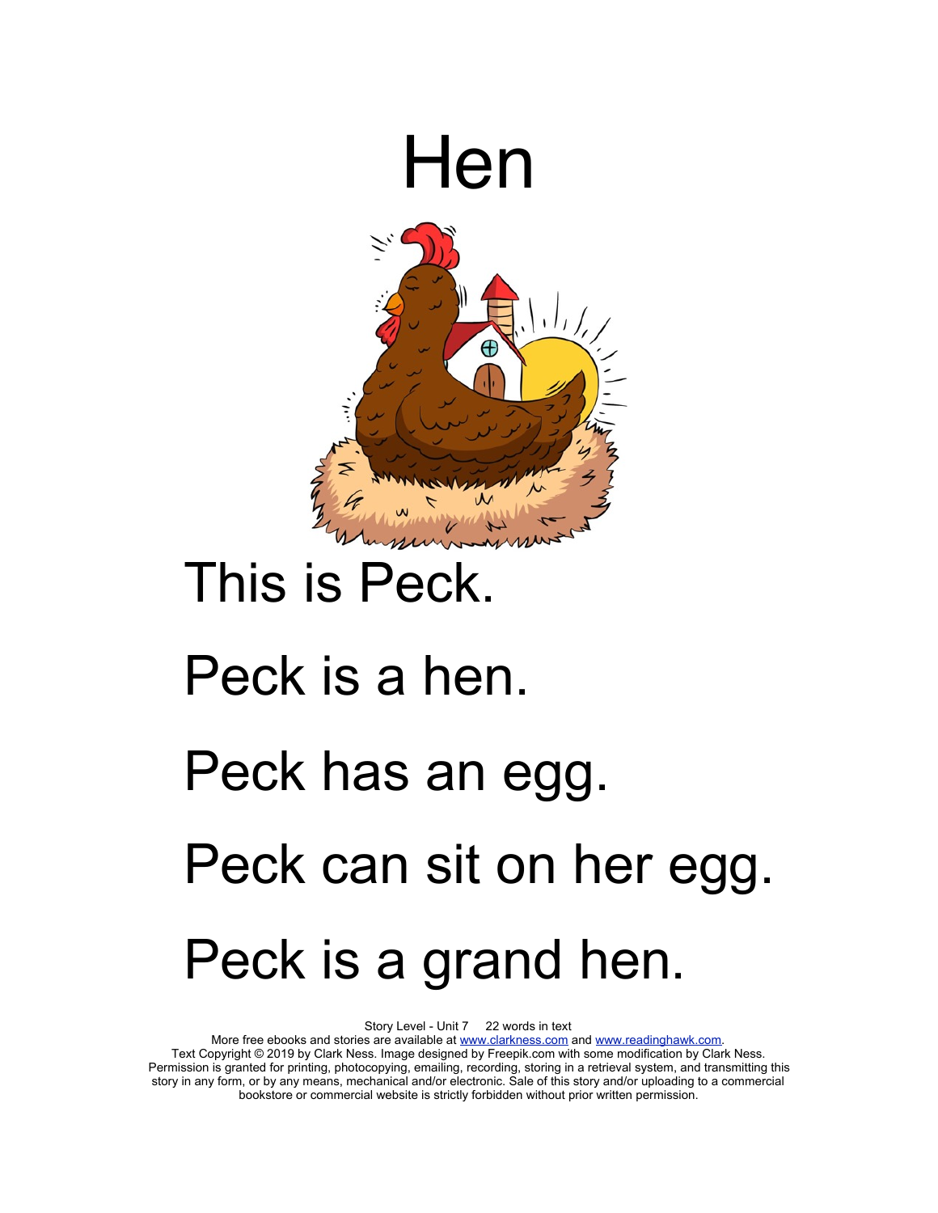# Hen

This is Peck.

Peck is a hen.

Peck has an egg.

Peck can sit on her egg.

Peck is a grand hen.

Story Level - Unit 7 22 words in text
More free ebooks and stories are available at www.clarkness.com and www.readinghawk.com.
Text Copyright © 2019 by Clark Ness. Image designed by Freepik.com with some modification by Clark Ness.
Permission is granted for printing, photocopying, emailing, recording, storing in a retrieval system, and transmitting this story in any form, or by any means, mechanical and/or electronic. Sale of this story and/or uploading to a commercial bookstore or commercial website is strictly forbidden without prior written permission.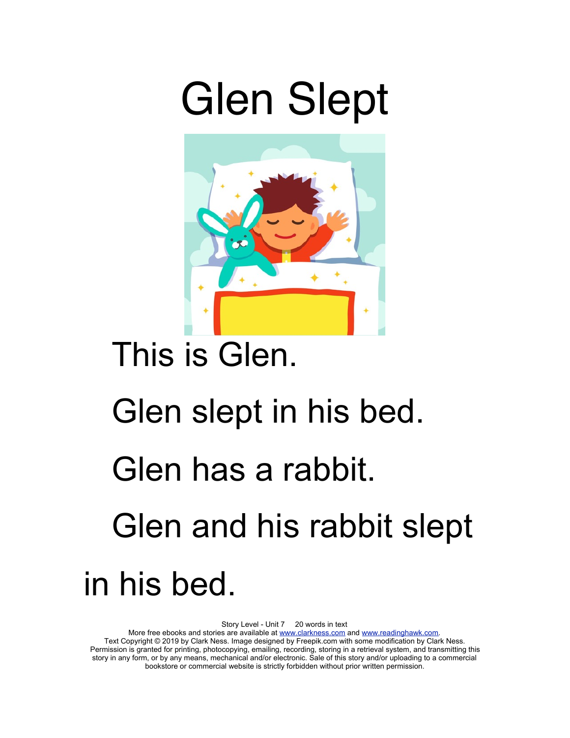# Glen Slept

This is Glen.

Glen slept in his bed.

Glen has a rabbit.

Glen and his rabbit slept in his bed.

Story Level - Unit 7 20 words in text
More free ebooks and stories are available at www.clarkness.com and www.readinghawk.com.
Text Copyright © 2019 by Clark Ness. Image designed by Freepik.com with some modification by Clark Ness.
Permission is granted for printing, photocopying, emailing, recording, storing in a retrieval system, and transmitting this story in any form, or by any means, mechanical and/or electronic. Sale of this story and/or uploading to a commercial bookstore or commercial website is strictly forbidden without prior written permission.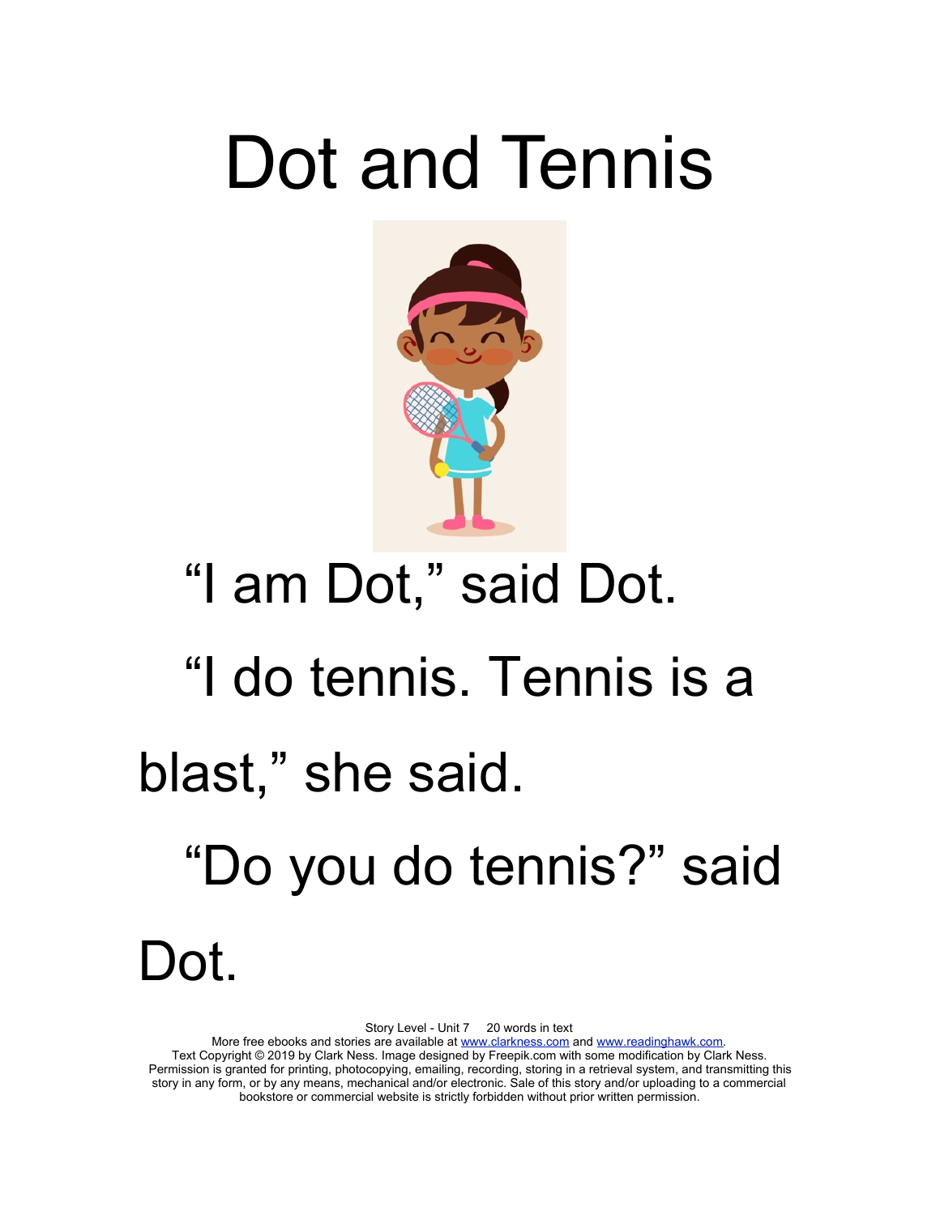# Dot and Tennis

“I am Dot,” said Dot.

“I do tennis. Tennis is a blast,” she said.

“Do you do tennis?” said Dot.

Story Level - Unit 7     20 words in text
More free ebooks and stories are available at www.clarkness.com and www.readinghawk.com.
Text Copyright © 2019 by Clark Ness. Image designed by Freepik.com with some modification by Clark Ness.
Permission is granted for printing, photocopying, emailing, recording, storing in a retrieval system, and transmitting this story in any form, or by any means, mechanical and/or electronic. Sale of this story and/or uploading to a commercial bookstore or commercial website is strictly forbidden without prior written permission.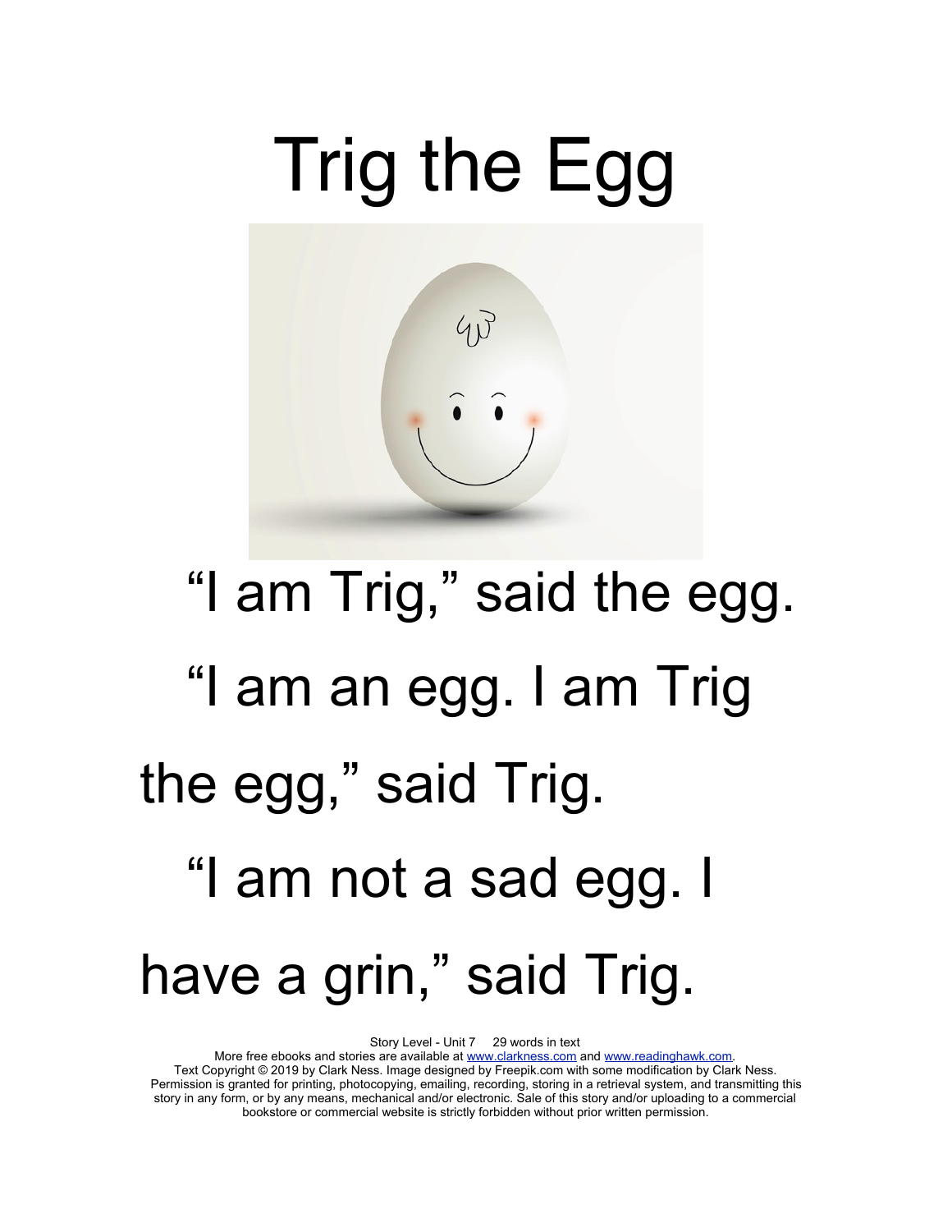# Trig the Egg

"I am Trig," said the egg.

"I am an egg. I am Trig the egg," said Trig.

"I am not a sad egg. I have a grin," said Trig.

Story Level - Unit 7 29 words in text
More free ebooks and stories are available at www.clarkness.com and www.readinghawk.com.
Text Copyright © 2019 by Clark Ness. Image designed by Freepik.com with some modification by Clark Ness. Permission is granted for printing, photocopying, emailing, recording, storing in a retrieval system, and transmitting this story in any form, or by any means, mechanical and/or electronic. Sale of this story and/or uploading to a commercial bookstore or commercial website is strictly forbidden without prior written permission.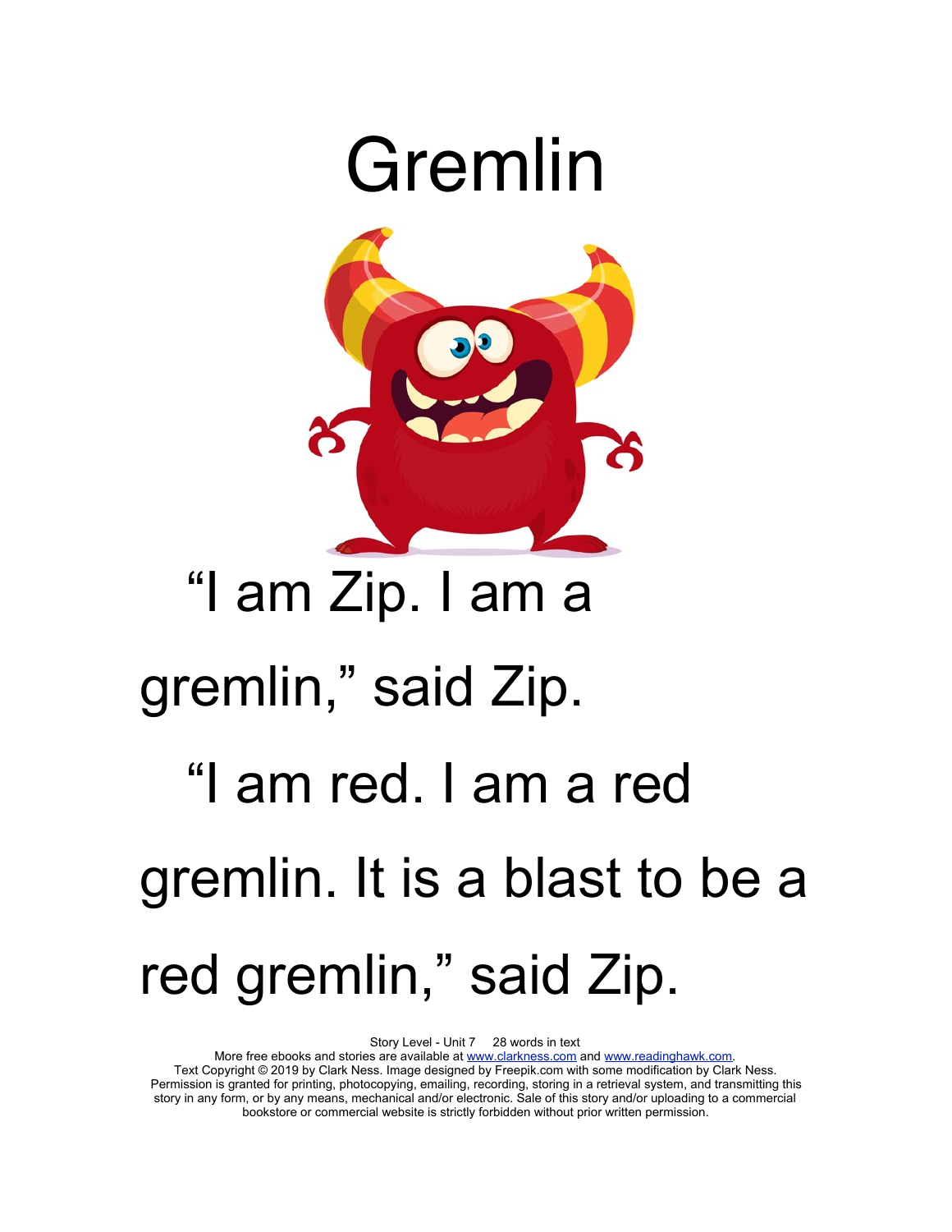# Gremlin

“I am Zip. I am a gremlin,” said Zip.

“I am red. I am a red gremlin. It is a blast to be a red gremlin,” said Zip.

Story Level - Unit 7 28 words in text
More free ebooks and stories are available at www.clarkness.com and www.readinghawk.com.
Text Copyright © 2019 by Clark Ness. Image designed by Freepik.com with some modification by Clark Ness.
Permission is granted for printing, photocopying, emailing, recording, storing in a retrieval system, and transmitting this story in any form, or by any means, mechanical and/or electronic. Sale of this story and/or uploading to a commercial bookstore or commercial website is strictly forbidden without prior written permission.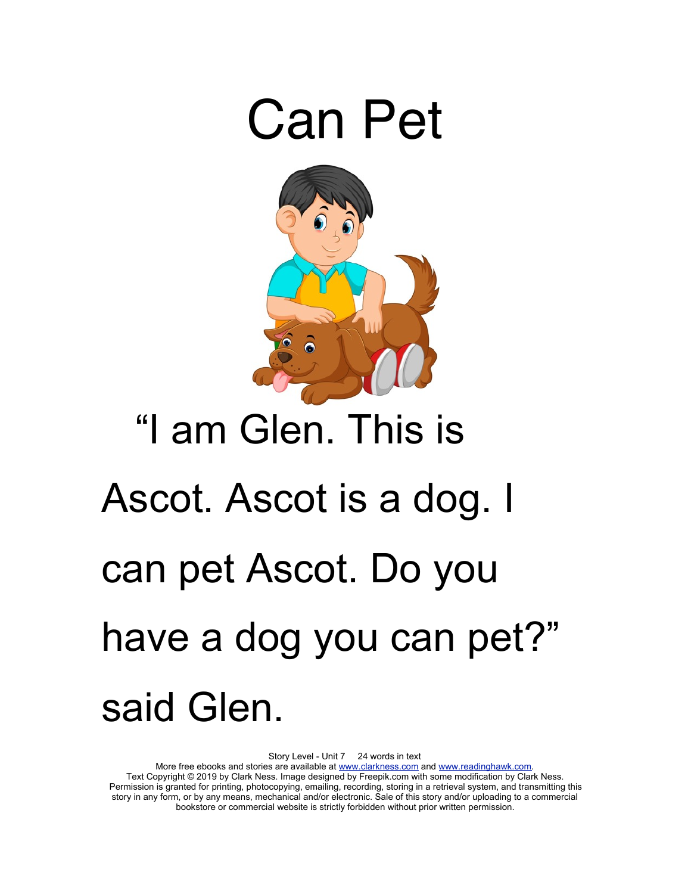# Can Pet

"I am Glen. This is Ascot. Ascot is a dog. I can pet Ascot. Do you have a dog you can pet?" said Glen.

Story Level - Unit 7 24 words in text
More free ebooks and stories are available at www.clarkness.com and www.readinghawk.com.
Text Copyright © 2019 by Clark Ness. Image designed by Freepik.com with some modification by Clark Ness.
Permission is granted for printing, photocopying, emailing, recording, storing in a retrieval system, and transmitting this story in any form, or by any means, mechanical and/or electronic. Sale of this story and/or uploading to a commercial bookstore or commercial website is strictly forbidden without prior written permission.